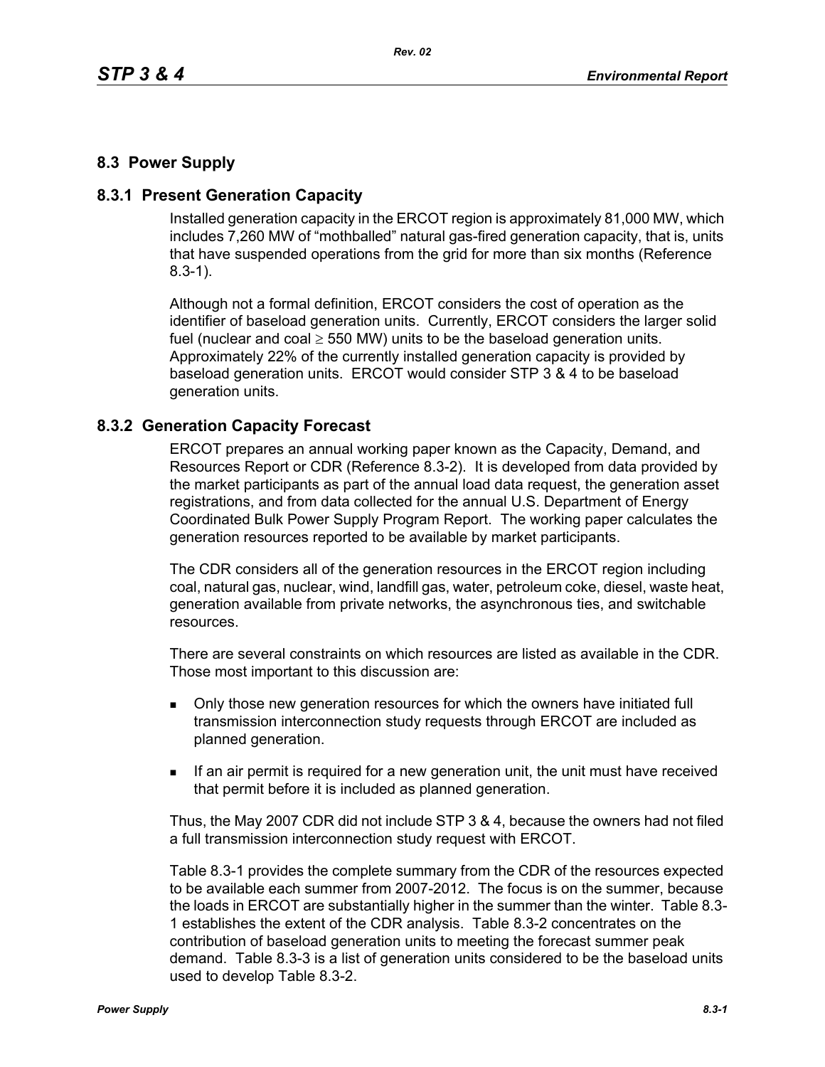## 8.3 Power Supply

### 8.3.1 Present Generation Capacity

Installed generation capacity in the ERCOT region is approximately 81,000 MW, which includes 7,260 MW of "mothballed" natural gas-fired generation capacity, that is, units that have suspended operations from the grid for more than six months (Reference 8.3-1).

Although not a formal definition, ERCOT considers the cost of operation as the identifier of baseload generation units. Currently, ERCOT considers the larger solid fuel (nuclear and coal $\geq$ 550 MW) units to be the baseload generation units. Approximately 22% of the currently installed generation capacity is provided by baseload generation units. ERCOT would consider STP 3 & 4 to be baseload generation units.

### 8.3.2 Generation Capacity Forecast

ERCOT prepares an annual working paper known as the Capacity, Demand, and Resources Report or CDR (Reference 8.3-2). It is developed from data provided by the market participants as part of the annual load data request, the generation asset registrations, and from data collected for the annual U.S. Department of Energy Coordinated Bulk Power Supply Program Report. The working paper calculates the generation resources reported to be available by market participants.

The CDR considers all of the generation resources in the ERCOT region including coal, natural gas, nuclear, wind, landfill gas, water, petroleum coke, diesel, waste heat, generation available from private networks, the asynchronous ties, and switchable resources.

There are several constraints on which resources are listed as available in the CDR. Those most important to this discussion are:

- Only those new generation resources for which the owners have initiated full transmission interconnection study requests through ERCOT are included as planned generation.
- If an air permit is required for a new generation unit, the unit must have received that permit before it is included as planned generation.

Thus, the May 2007 CDR did not include STP 3 & 4, because the owners had not filed a full transmission interconnection study request with ERCOT.

Table 8.3-1 provides the complete summary from the CDR of the resources expected to be available each summer from 2007-2012. The focus is on the summer, because the loads in ERCOT are substantially higher in the summer than the winter. Table 8.3-1 establishes the extent of the CDR analysis. Table 8.3-2 concentrates on the contribution of baseload generation units to meeting the forecast summer peak demand. Table 8.3-3 is a list of generation units considered to be the baseload units used to develop Table 8.3-2.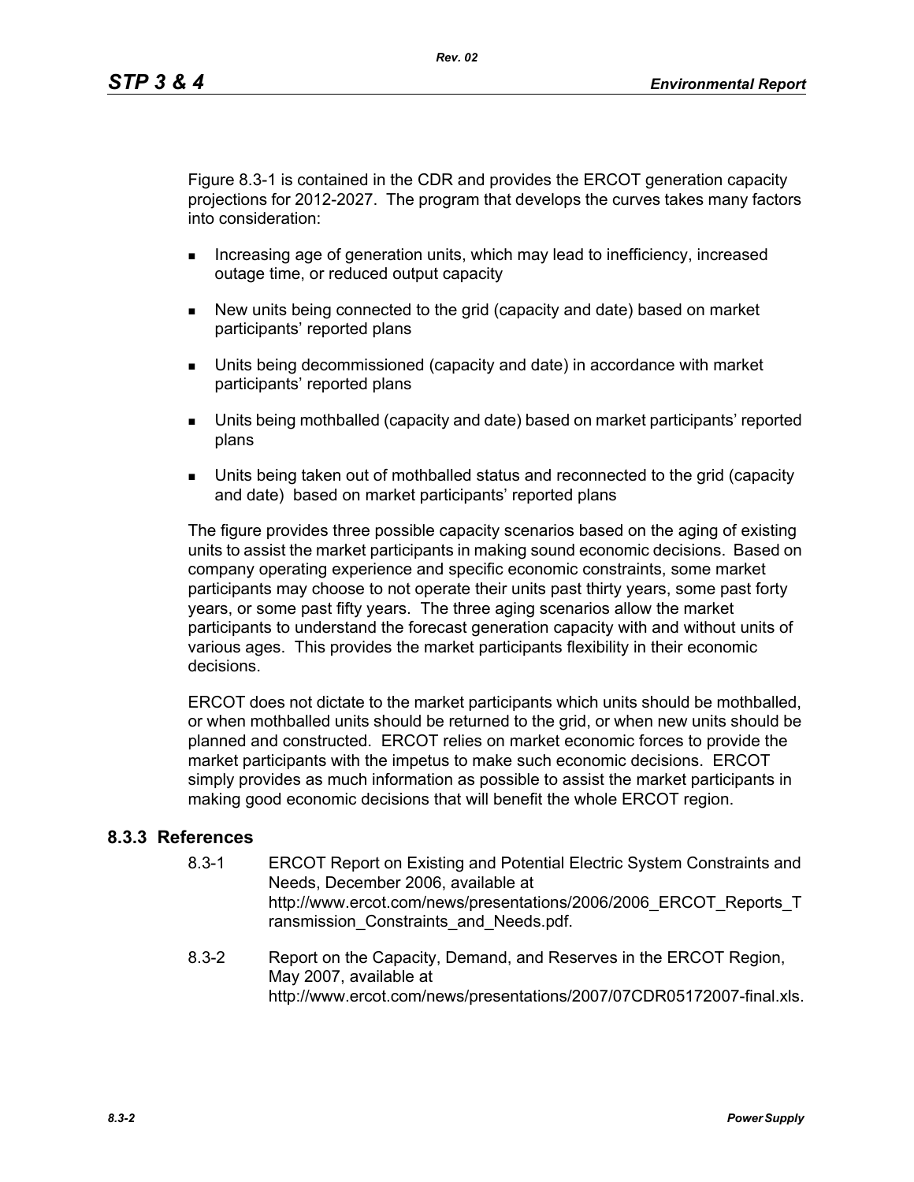Figure 8.3-1 is contained in the CDR and provides the ERCOT generation capacity projections for 2012-2027. The program that develops the curves takes many factors into consideration:

- Increasing age of generation units, which may lead to inefficiency, increased outage time, or reduced output capacity
- New units being connected to the grid (capacity and date) based on market participants' reported plans
- Units being decommissioned (capacity and date) in accordance with market participants' reported plans
- Units being mothballed (capacity and date) based on market participants' reported plans
- Units being taken out of mothballed status and reconnected to the grid (capacity and date) based on market participants' reported plans

The figure provides three possible capacity scenarios based on the aging of existing units to assist the market participants in making sound economic decisions. Based on company operating experience and specific economic constraints, some market participants may choose to not operate their units past thirty years, some past forty years, or some past fifty years. The three aging scenarios allow the market participants to understand the forecast generation capacity with and without units of various ages. This provides the market participants flexibility in their economic decisions.

ERCOT does not dictate to the market participants which units should be mothballed, or when mothballed units should be returned to the grid, or when new units should be planned and constructed. ERCOT relies on market economic forces to provide the market participants with the impetus to make such economic decisions. ERCOT simply provides as much information as possible to assist the market participants in making good economic decisions that will benefit the whole ERCOT region.

### 8.3.3 References

8.3-1 ERCOT Report on Existing and Potential Electric System Constraints and Needs, December 2006, available at http://www.ercot.com/news/presentations/2006/2006_ERCOT_Reports_Transmission_Constraints_and_Needs.pdf.

8.3-2 Report on the Capacity, Demand, and Reserves in the ERCOT Region, May 2007, available at http://www.ercot.com/news/presentations/2007/07CDR05172007-final.xls.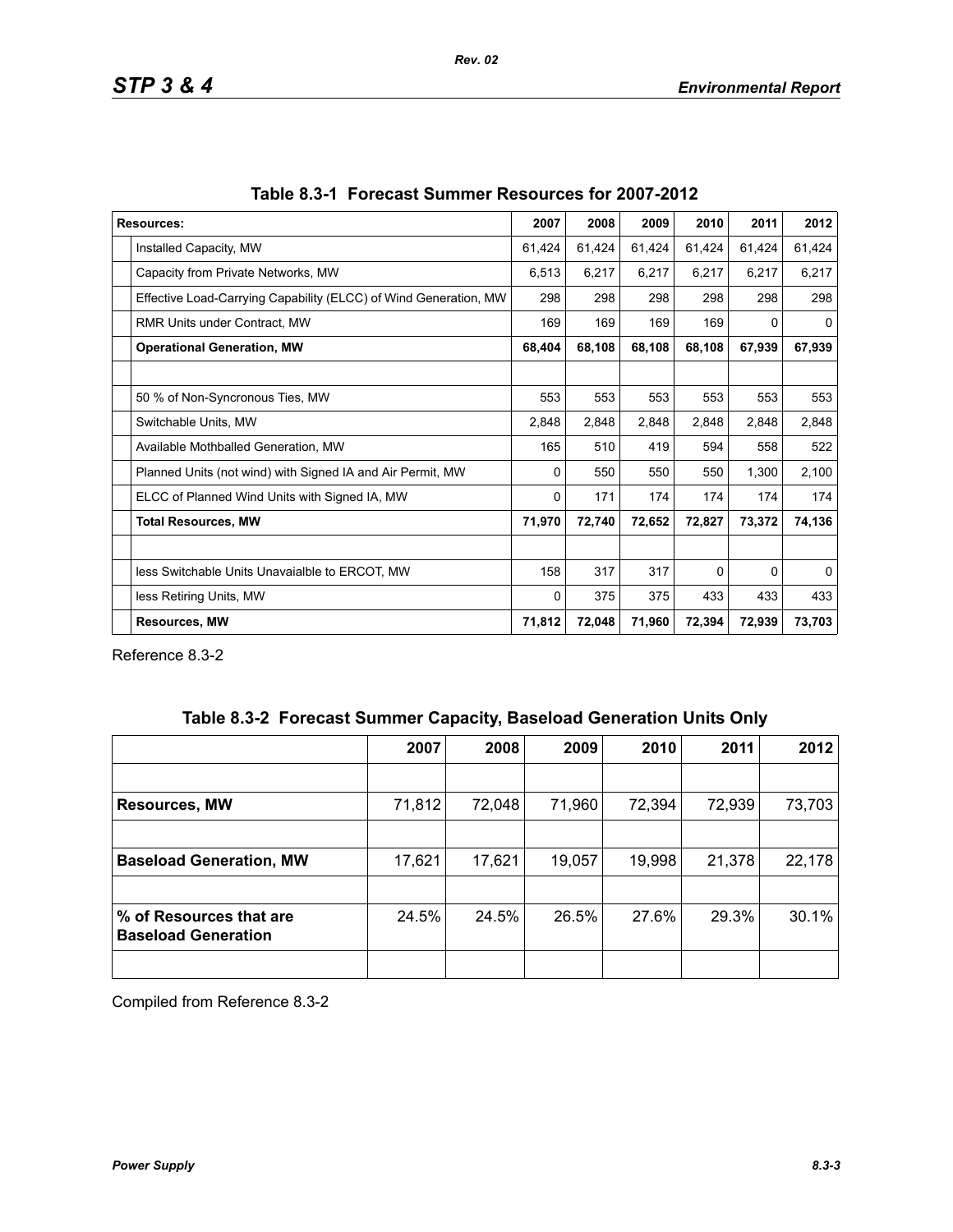**Table 8.3-1 Forecast Summer Resources for 2007-2012**

| Resources: | 2007 | 2008 | 2009 | 2010 | 2011 | 2012 |
|---|---|---|---|---|---|---|
| Installed Capacity, MW | 61,424 | 61,424 | 61,424 | 61,424 | 61,424 | 61,424 |
| Capacity from Private Networks, MW | 6,513 | 6,217 | 6,217 | 6,217 | 6,217 | 6,217 |
| Effective Load-Carrying Capability (ELCC) of Wind Generation, MW | 298 | 298 | 298 | 298 | 298 | 298 |
| RMR Units under Contract, MW | 169 | 169 | 169 | 169 | 0 | 0 |
| **Operational Generation, MW** | **68,404** | **68,108** | **68,108** | **68,108** | **67,939** | **67,939** |
| | | | | | | |
| 50 % of Non-Syncronous Ties, MW | 553 | 553 | 553 | 553 | 553 | 553 |
| Switchable Units, MW | 2,848 | 2,848 | 2,848 | 2,848 | 2,848 | 2,848 |
| Available Mothballed Generation, MW | 165 | 510 | 419 | 594 | 558 | 522 |
| Planned Units (not wind) with Signed IA and Air Permit, MW | 0 | 550 | 550 | 550 | 1,300 | 2,100 |
| ELCC of Planned Wind Units with Signed IA, MW | 0 | 171 | 174 | 174 | 174 | 174 |
| **Total Resources, MW** | **71,970** | **72,740** | **72,652** | **72,827** | **73,372** | **74,136** |
| | | | | | | |
| less Switchable Units Unavaialble to ERCOT, MW | 158 | 317 | 317 | 0 | 0 | 0 |
| less Retiring Units, MW | 0 | 375 | 375 | 433 | 433 | 433 |
| **Resources, MW** | **71,812** | **72,048** | **71,960** | **72,394** | **72,939** | **73,703** |

Reference 8.3-2

**Table 8.3-2 Forecast Summer Capacity, Baseload Generation Units Only**

| | 2007 | 2008 | 2009 | 2010 | 2011 | 2012 |
|---|---|---|---|---|---|---|
| | | | | | | |
| **Resources, MW** | 71,812 | 72,048 | 71,960 | 72,394 | 72,939 | 73,703 |
| | | | | | | |
| **Baseload Generation, MW** | 17,621 | 17,621 | 19,057 | 19,998 | 21,378 | 22,178 |
| | | | | | | |
| **% of Resources that are Baseload Generation** | 24.5% | 24.5% | 26.5% | 27.6% | 29.3% | 30.1% |
| | | | | | | |

Compiled from Reference 8.3-2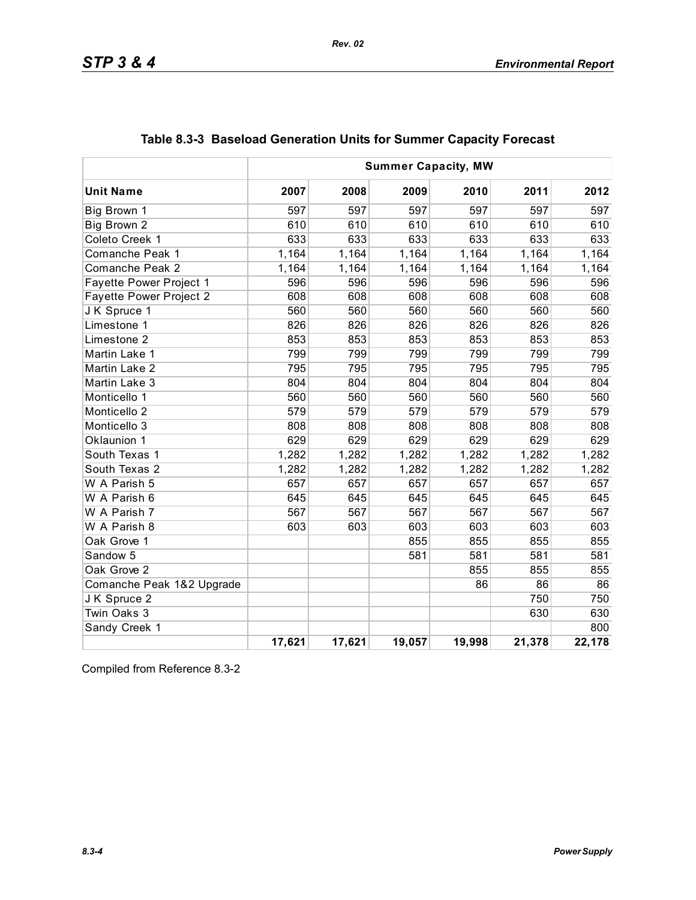## Table 8.3-3 Baseload Generation Units for Summer Capacity Forecast

| | Summer Capacity, MW | | | | | |
|---|---|---|---|---|---|---|
| **Unit Name** | **2007** | **2008** | **2009** | **2010** | **2011** | **2012** |
| Big Brown 1 | 597 | 597 | 597 | 597 | 597 | 597 |
| Big Brown 2 | 610 | 610 | 610 | 610 | 610 | 610 |
| Coleto Creek 1 | 633 | 633 | 633 | 633 | 633 | 633 |
| Comanche Peak 1 | 1,164 | 1,164 | 1,164 | 1,164 | 1,164 | 1,164 |
| Comanche Peak 2 | 1,164 | 1,164 | 1,164 | 1,164 | 1,164 | 1,164 |
| Fayette Power Project 1 | 596 | 596 | 596 | 596 | 596 | 596 |
| Fayette Power Project 2 | 608 | 608 | 608 | 608 | 608 | 608 |
| J K Spruce 1 | 560 | 560 | 560 | 560 | 560 | 560 |
| Limestone 1 | 826 | 826 | 826 | 826 | 826 | 826 |
| Limestone 2 | 853 | 853 | 853 | 853 | 853 | 853 |
| Martin Lake 1 | 799 | 799 | 799 | 799 | 799 | 799 |
| Martin Lake 2 | 795 | 795 | 795 | 795 | 795 | 795 |
| Martin Lake 3 | 804 | 804 | 804 | 804 | 804 | 804 |
| Monticello 1 | 560 | 560 | 560 | 560 | 560 | 560 |
| Monticello 2 | 579 | 579 | 579 | 579 | 579 | 579 |
| Monticello 3 | 808 | 808 | 808 | 808 | 808 | 808 |
| Oklaunion 1 | 629 | 629 | 629 | 629 | 629 | 629 |
| South Texas 1 | 1,282 | 1,282 | 1,282 | 1,282 | 1,282 | 1,282 |
| South Texas 2 | 1,282 | 1,282 | 1,282 | 1,282 | 1,282 | 1,282 |
| W A Parish 5 | 657 | 657 | 657 | 657 | 657 | 657 |
| W A Parish 6 | 645 | 645 | 645 | 645 | 645 | 645 |
| W A Parish 7 | 567 | 567 | 567 | 567 | 567 | 567 |
| W A Parish 8 | 603 | 603 | 603 | 603 | 603 | 603 |
| Oak Grove 1 | | | 855 | 855 | 855 | 855 |
| Sandow 5 | | | 581 | 581 | 581 | 581 |
| Oak Grove 2 | | | | 855 | 855 | 855 |
| Comanche Peak 1&2 Upgrade | | | | 86 | 86 | 86 |
| J K Spruce 2 | | | | | 750 | 750 |
| Twin Oaks 3 | | | | | 630 | 630 |
| Sandy Creek 1 | | | | | | 800 |
| | **17,621** | **17,621** | **19,057** | **19,998** | **21,378** | **22,178** |

Compiled from Reference 8.3-2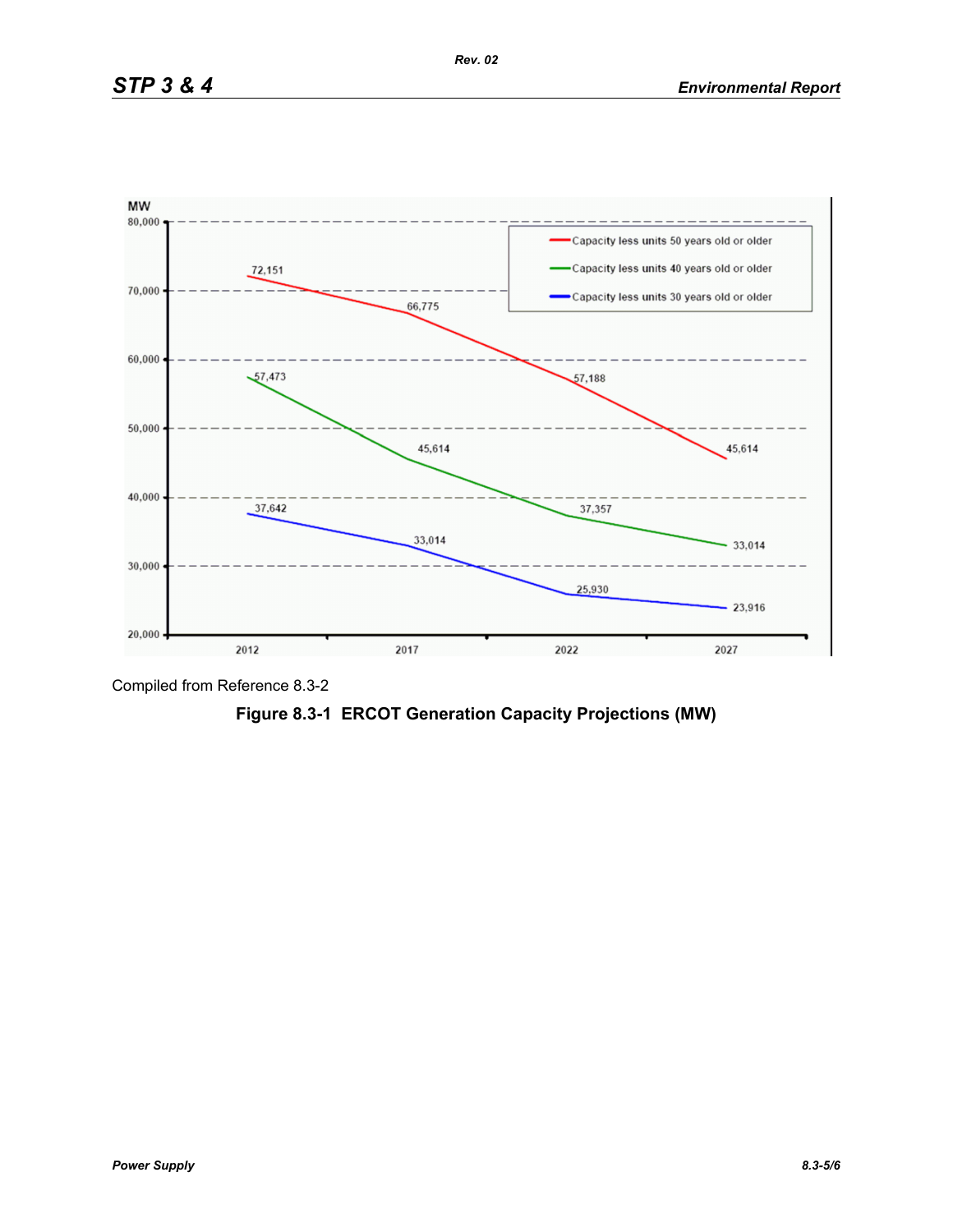MW

80,000

70,000

60,000

50,000

40,000

30,000

20,000

2012

2017

2022

2027

Capacity less units 50 years old or older

Capacity less units 40 years old or older

Capacity less units 30 years old or older

72,151

66,775

57,188

45,614

57,473

45,614

37,357

33,014

37,642

33,014

25,930

23,916

Compiled from Reference 8.3-2

**Figure 8.3-1 ERCOT Generation Capacity Projections (MW)**